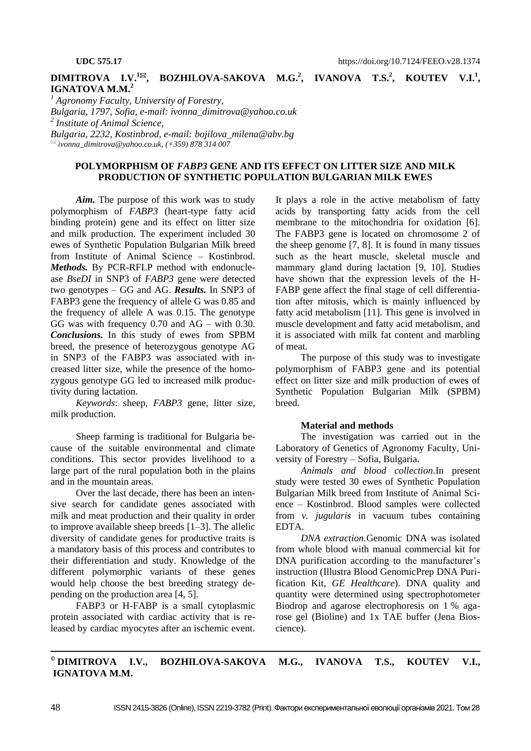UDC 575.17

https://doi.org/10.7124/FEEO.v28.1374

**DIMITROVA I.V.[1]✉, BOZHILOVA-SAKOVA M.G.[2], IVANOVA T.S.[2], KOUTEV V.I.[1], IGNATOVA M.M.[2]**

[1] *Agronomy Faculty, University of Forestry, Bulgaria, 1797, Sofia, e-mail: ivonna_dimitrova@yahoo.co.uk*
[2] *Institute of Animal Science, Bulgaria, 2232, Kostinbrod, e-mail: bojilova_milena@abv.bg*
✉ *ivonna_dimitrova@yahoo.co.uk, (+359) 878 314 007*

# POLYMORPHISM OF *FABP3* GENE AND ITS EFFECT ON LITTER SIZE AND MILK PRODUCTION OF SYNTHETIC POPULATION BULGARIAN MILK EWES

***Aim.*** The purpose of this work was to study polymorphism of *FABP3* (heart-type fatty acid binding protein) gene and its effect on litter size and milk production. The experiment included 30 ewes of Synthetic Population Bulgarian Milk breed from Institute of Animal Science – Kostinbrod. ***Methods.*** By PCR-RFLP method with endonuclease *BseDI* in SNP3 of *FABP3* gene were detected two genotypes – GG and AG. ***Results.*** In SNP3 of FABP3 gene the frequency of allele G was 0.85 and the frequency of allele A was 0.15. The genotype GG was with frequency 0.70 and AG – with 0.30. ***Conclusions.*** In this study of ewes from SPBM breed, the presence of heterozygous genotype AG in SNP3 of the FABP3 was associated with increased litter size, while the presence of the homozygous genotype GG led to increased milk productivity during lactation.

*Keywords*: sheep, *FABP3* gene, litter size, milk production.

Sheep farming is traditional for Bulgaria because of the suitable environmental and climate conditions. This sector provides livelihood to a large part of the rural population both in the plains and in the mountain areas.

Over the last decade, there has been an intensive search for candidate genes associated with milk and meat production and their quality in order to improve available sheep breeds [1–3]. The allelic diversity of candidate genes for productive traits is a mandatory basis of this process and contributes to their differentiation and study. Knowledge of the different polymorphic variants of these genes would help choose the best breeding strategy depending on the production area [4, 5].

FABP3 or H-FABP is a small cytoplasmic protein associated with cardiac activity that is released by cardiac myocytes after an ischemic event. It plays a role in the active metabolism of fatty acids by transporting fatty acids from the cell membrane to the mitochondria for oxidation [6]. The FABP3 gene is located on chromosome 2 of the sheep genome [7, 8]. It is found in many tissues such as the heart muscle, skeletal muscle and mammary gland during lactation [9, 10]. Studies have shown that the expression levels of the H-FABP gene affect the final stage of cell differentiation after mitosis, which is mainly influenced by fatty acid metabolism [11]. This gene is involved in muscle development and fatty acid metabolism, and it is associated with milk fat content and marbling of meat.

The purpose of this study was to investigate polymorphism of FABP3 gene and its potential effect on litter size and milk production of ewes of Synthetic Population Bulgarian Milk (SPBM) breed.

## Material and methods

The investigation was carried out in the Laboratory of Genetics of Agronomy Faculty, University of Forestry – Sofia, Bulgaria.

*Animals and blood collection.* In present study were tested 30 ewes of Synthetic Population Bulgarian Milk breed from Institute of Animal Science – Kostinbrod. Blood samples were collected from *v. jugularis* in vacuum tubes containing EDTA.

*DNA extraction.* Genomic DNA was isolated from whole blood with manual commercial kit for DNA purification according to the manufacturer's instruction (Illustra Blood GenomicPrep DNA Purification Kit, *GE Healthcare*). DNA quality and quantity were determined using spectrophotometer Biodrop and agarose electrophoresis on 1 % agarose gel (Bioline) and 1x TAE buffer (Jena Bioscience).

© **DIMITROVA I.V., BOZHILOVA-SAKOVA M.G., IVANOVA T.S., KOUTEV V.I., IGNATOVA M.M.**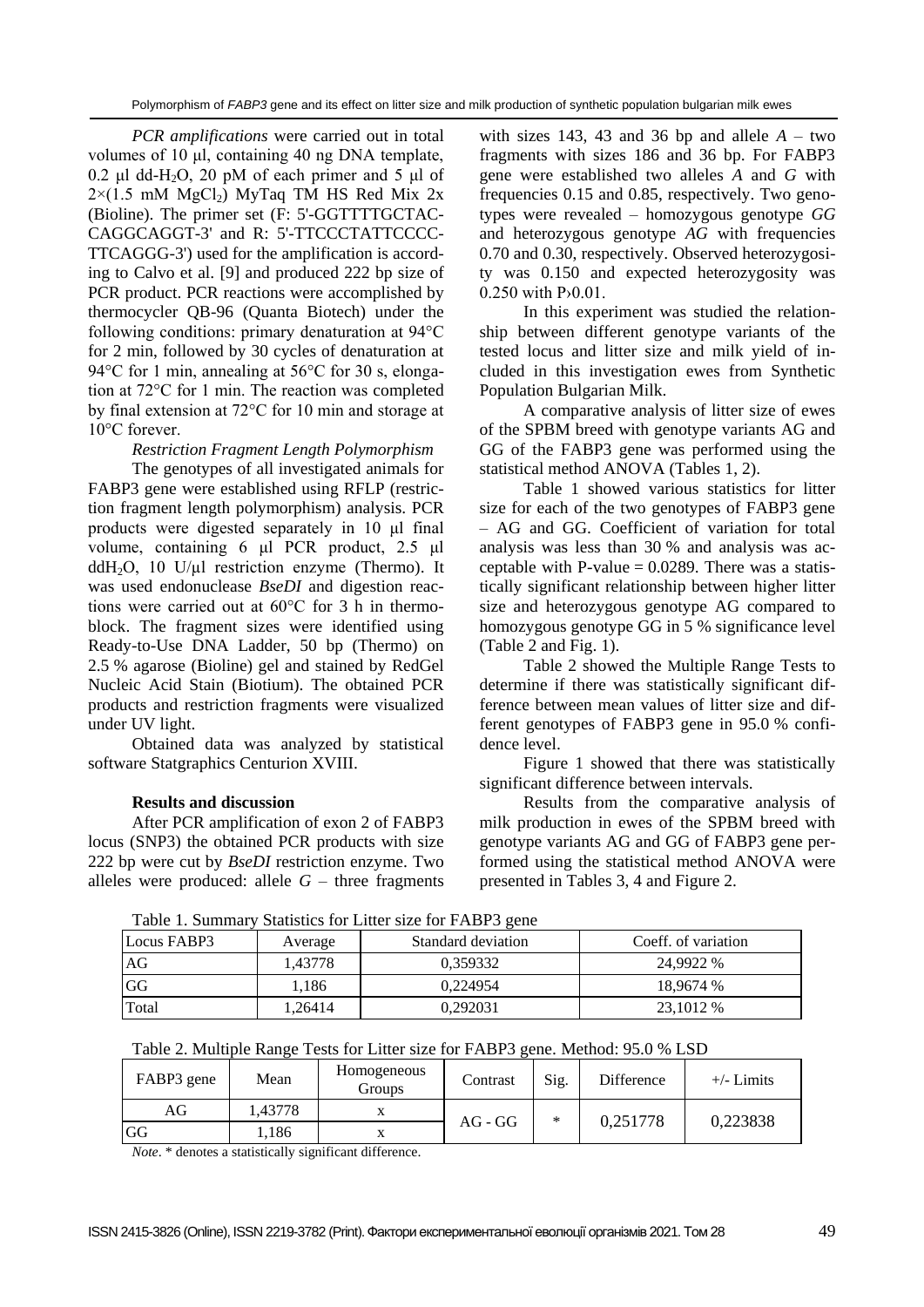*PCR amplifications* were carried out in total volumes of 10 μl, containing 40 ng DNA template, 0.2 μl dd-$H_2O$, 20 pM of each primer and 5 μl of 2×(1.5 mM $MgCl_2$) MyTaq TM HS Red Mix 2x (Bioline). The primer set (F: 5'-GGTTTTGCTAC-CAGGCAGGT-3' and R: 5'-TTCCCTATTCCCC-TTCAGGG-3') used for the amplification is according to Calvo et al. [9] and produced 222 bp size of PCR product. PCR reactions were accomplished by thermocycler QB-96 (Quanta Biotech) under the following conditions: primary denaturation at 94°C for 2 min, followed by 30 cycles of denaturation at 94°C for 1 min, annealing at 56°C for 30 s, elongation at 72°C for 1 min. The reaction was completed by final extension at 72°C for 10 min and storage at 10°C forever.

*Restriction Fragment Length Polymorphism*

The genotypes of all investigated animals for FABP3 gene were established using RFLP (restriction fragment length polymorphism) analysis. PCR products were digested separately in 10 μl final volume, containing 6 μl PCR product, 2.5 μl dd$H_2O$, 10 U/μl restriction enzyme (Thermo). It was used endonuclease *BseDI* and digestion reactions were carried out at 60°C for 3 h in thermoblock. The fragment sizes were identified using Ready-to-Use DNA Ladder, 50 bp (Thermo) on 2.5 % agarose (Bioline) gel and stained by RedGel Nucleic Acid Stain (Biotium). The obtained PCR products and restriction fragments were visualized under UV light.

Obtained data was analyzed by statistical software Statgraphics Centurion XVIII.

**Results and discussion**

After PCR amplification of exon 2 of FABP3 locus (SNP3) the obtained PCR products with size 222 bp were cut by *BseDI* restriction enzyme. Two alleles were produced: allele *G* – three fragments with sizes 143, 43 and 36 bp and allele *A* – two fragments with sizes 186 and 36 bp. For FABP3 gene were established two alleles *A* and *G* with frequencies 0.15 and 0.85, respectively. Two genotypes were revealed – homozygous genotype *GG* and heterozygous genotype *AG* with frequencies 0.70 and 0.30, respectively. Observed heterozygosity was 0.150 and expected heterozygosity was 0.250 with $P > 0.01$.

In this experiment was studied the relationship between different genotype variants of the tested locus and litter size and milk yield of included in this investigation ewes from Synthetic Population Bulgarian Milk.

A comparative analysis of litter size of ewes of the SPBM breed with genotype variants AG and GG of the FABP3 gene was performed using the statistical method ANOVA (Tables 1, 2).

Table 1 showed various statistics for litter size for each of the two genotypes of FABP3 gene – AG and GG. Coefficient of variation for total analysis was less than 30 % and analysis was acceptable with P-value = 0.0289. There was a statistically significant relationship between higher litter size and heterozygous genotype AG compared to homozygous genotype GG in 5 % significance level (Table 2 and Fig. 1).

Table 2 showed the Multiple Range Tests to determine if there was statistically significant difference between mean values of litter size and different genotypes of FABP3 gene in 95.0 % confidence level.

Figure 1 showed that there was statistically significant difference between intervals.

Results from the comparative analysis of milk production in ewes of the SPBM breed with genotype variants AG and GG of FABP3 gene performed using the statistical method ANOVA were presented in Tables 3, 4 and Figure 2.

Table 1. Summary Statistics for Litter size for FABP3 gene

| Locus FABP3 | Average | Standard deviation | Coeff. of variation |
|---|---|---|---|
| AG | 1,43778 | 0,359332 | 24,9922 % |
| GG | 1,186 | 0,224954 | 18,9674 % |
| Total | 1,26414 | 0,292031 | 23,1012 % |

Table 2. Multiple Range Tests for Litter size for FABP3 gene. Method: 95.0 % LSD

| FABP3 gene | Mean | Homogeneous Groups | Contrast | Sig. | Difference | +/- Limits |
|---|---|---|---|---|---|---|
| AG | 1,43778 | x | AG - GG | * | 0,251778 | 0,223838 |
| GG | 1,186 | x | | | | |

*Note*. * denotes a statistically significant difference.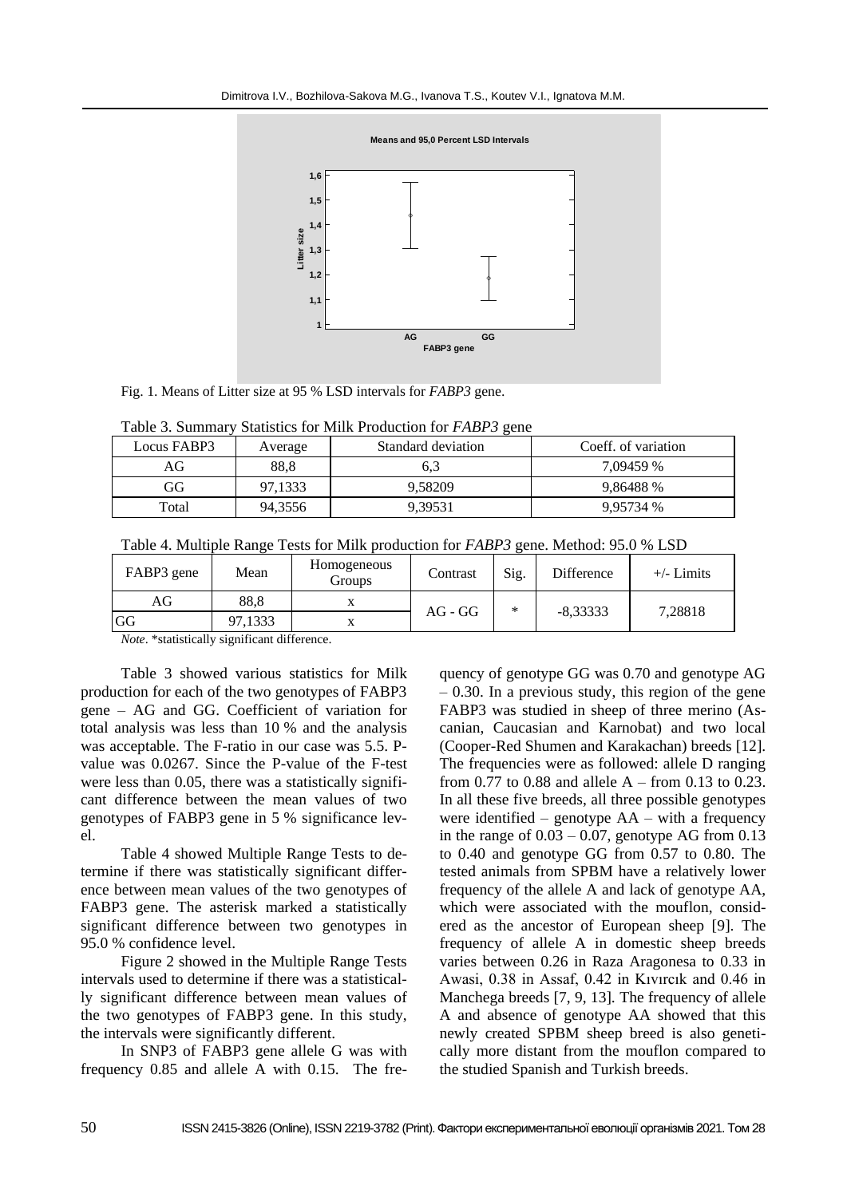Means and 95,0 Percent LSD Intervals

Litter size

1,6
1,5
1,4
1,3
1,2
1,1
1

AG
GG

FABP3 gene

Fig. 1. Means of Litter size at 95 % LSD intervals for *FABP3* gene.

Table 3. Summary Statistics for Milk Production for *FABP3* gene

| Locus FABP3 | Average | Standard deviation | Coeff. of variation |
|---|---|---|---|
| AG | 88,8 | 6,3 | 7,09459 % |
| GG | 97,1333 | 9,58209 | 9,86488 % |
| Total | 94,3556 | 9,39531 | 9,95734 % |

Table 4. Multiple Range Tests for Milk production for *FABP3* gene. Method: 95.0 % LSD

| FABP3 gene | Mean | Homogeneous Groups | Contrast | Sig. | Difference | +/- Limits |
|---|---|---|---|---|---|---|
| AG | 88,8 | x | AG - GG | * | -8,33333 | 7,28818 |
| GG | 97,1333 | x | | | | |

*Note*. *statistically significant difference.

Table 3 showed various statistics for Milk production for each of the two genotypes of FABP3 gene – AG and GG. Coefficient of variation for total analysis was less than 10 % and the analysis was acceptable. The F-ratio in our case was 5.5. P-value was 0.0267. Since the P-value of the F-test were less than 0.05, there was a statistically significant difference between the mean values of two genotypes of FABP3 gene in 5 % significance level.

Table 4 showed Multiple Range Tests to determine if there was statistically significant difference between mean values of the two genotypes of FABP3 gene. The asterisk marked a statistically significant difference between two genotypes in 95.0 % confidence level.

Figure 2 showed in the Multiple Range Tests intervals used to determine if there was a statistically significant difference between mean values of the two genotypes of FABP3 gene. In this study, the intervals were significantly different.

In SNP3 of FABP3 gene allele G was with frequency 0.85 and allele A with 0.15. The frequency of genotype GG was 0.70 and genotype AG – 0.30. In a previous study, this region of the gene FABP3 was studied in sheep of three merino (Ascanian, Caucasian and Karnobat) and two local (Cooper-Red Shumen and Karakachan) breeds [12]. The frequencies were as followed: allele D ranging from 0.77 to 0.88 and allele A – from 0.13 to 0.23. In all these five breeds, all three possible genotypes were identified – genotype AA – with a frequency in the range of 0.03 – 0.07, genotype AG from 0.13 to 0.40 and genotype GG from 0.57 to 0.80. The tested animals from SPBM have a relatively lower frequency of the allele A and lack of genotype AA, which were associated with the mouflon, considered as the ancestor of European sheep [9]. The frequency of allele A in domestic sheep breeds varies between 0.26 in Raza Aragonesa to 0.33 in Awasi, 0.38 in Assaf, 0.42 in Kıvırcık and 0.46 in Manchega breeds [7, 9, 13]. The frequency of allele A and absence of genotype AA showed that this newly created SPBM sheep breed is also genetically more distant from the mouflon compared to the studied Spanish and Turkish breeds.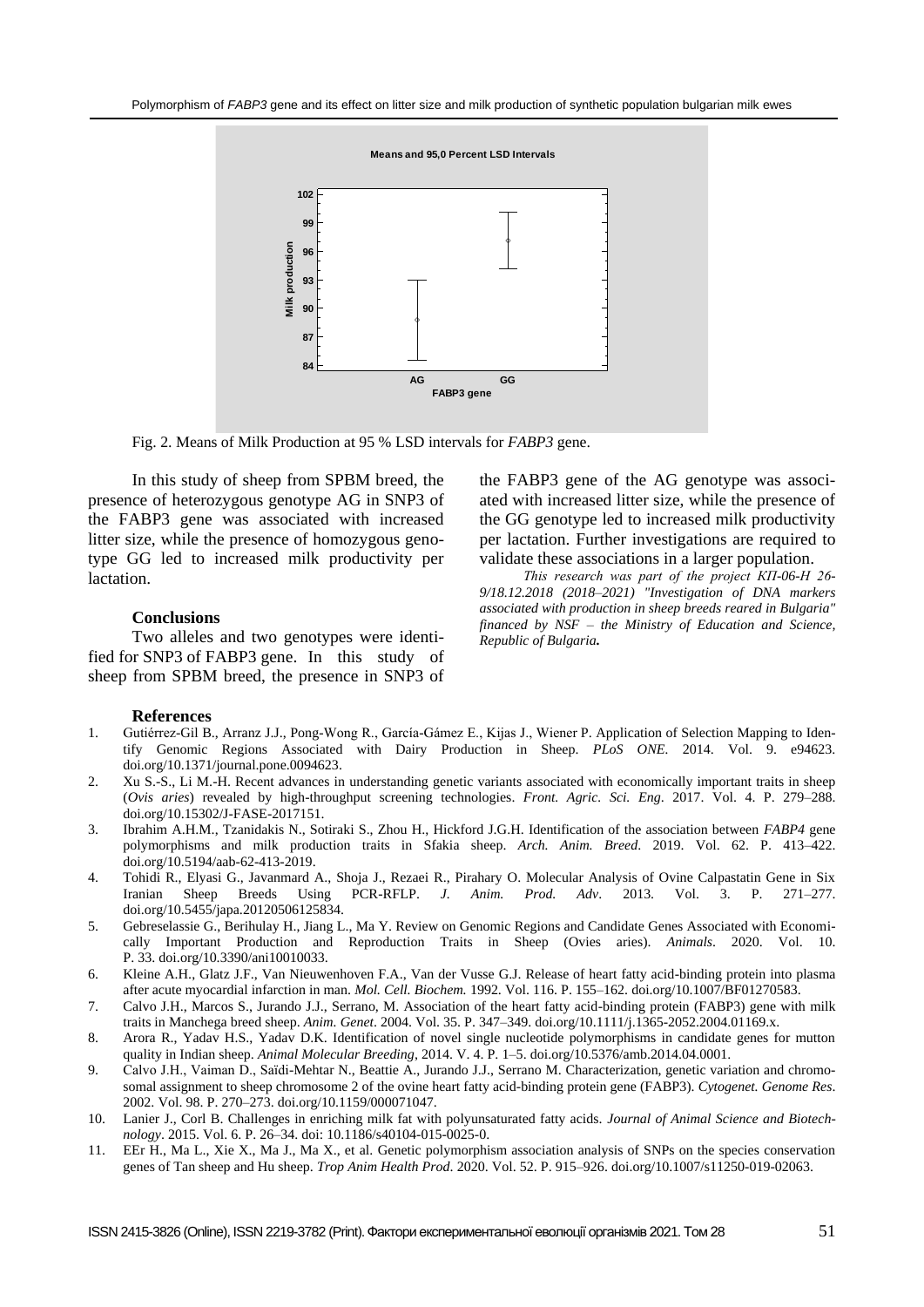Means and 95,0 Percent LSD Intervals

Milk production

102
99
96
93
90
87
84

AG
GG

FABP3 gene

Fig. 2. Means of Milk Production at 95 % LSD intervals for *FABP3* gene.

In this study of sheep from SPBM breed, the presence of heterozygous genotype AG in SNP3 of the FABP3 gene was associated with increased litter size, while the presence of homozygous genotype GG led to increased milk productivity per lactation.

### Conclusions

Two alleles and two genotypes were identified for SNP3 of FABP3 gene. In this study of sheep from SPBM breed, the presence in SNP3 of the FABP3 gene of the AG genotype was associated with increased litter size, while the presence of the GG genotype led to increased milk productivity per lactation. Further investigations are required to validate these associations in a larger population.

*This research was part of the project КП-06-Н 26-9/18.12.2018 (2018–2021) "Investigation of DNA markers associated with production in sheep breeds reared in Bulgaria" financed by NSF – the Ministry of Education and Science, Republic of Bulgaria.*

### References

1. Gutiérrez-Gil B., Arranz J.J., Pong-Wong R., García-Gámez E., Kijas J., Wiener P. Application of Selection Mapping to Identify Genomic Regions Associated with Dairy Production in Sheep. *PLoS ONE*. 2014. Vol. 9. e94623. doi.org/10.1371/journal.pone.0094623.
2. Xu S.-S., Li M.-H. Recent advances in understanding genetic variants associated with economically important traits in sheep (*Ovis aries*) revealed by high-throughput screening technologies. *Front. Agric. Sci. Eng*. 2017. Vol. 4. P. 279–288. doi.org/10.15302/J-FASE-2017151.
3. Ibrahim A.H.M., Tzanidakis N., Sotiraki S., Zhou H., Hickford J.G.H. Identification of the association between *FABP4* gene polymorphisms and milk production traits in Sfakia sheep. *Arch. Anim. Breed*. 2019. Vol. 62. P. 413–422. doi.org/10.5194/aab-62-413-2019.
4. Tohidi R., Elyasi G., Javanmard A., Shoja J., Rezaei R., Pirahary O. Molecular Analysis of Ovine Calpastatin Gene in Six Iranian Sheep Breeds Using PCR-RFLP. *J. Anim. Prod. Adv*. 2013. Vol. 3. P. 271–277. doi.org/10.5455/japa.20120506125834.
5. Gebreselassie G., Berihulay H., Jiang L., Ma Y. Review on Genomic Regions and Candidate Genes Associated with Economically Important Production and Reproduction Traits in Sheep (Ovies aries). *Animals*. 2020. Vol. 10. P. 33. doi.org/10.3390/ani10010033.
6. Kleine A.H., Glatz J.F., Van Nieuwenhoven F.A., Van der Vusse G.J. Release of heart fatty acid-binding protein into plasma after acute myocardial infarction in man. *Mol. Cell. Biochem.* 1992. Vol. 116. P. 155–162. doi.org/10.1007/BF01270583.
7. Calvo J.H., Marcos S., Jurando J.J., Serrano, M. Association of the heart fatty acid-binding protein (FABP3) gene with milk traits in Manchega breed sheep. *Anim. Genet*. 2004. Vol. 35. P. 347–349. doi.org/10.1111/j.1365-2052.2004.01169.x.
8. Arora R., Yadav H.S., Yadav D.K. Identification of novel single nucleotide polymorphisms in candidate genes for mutton quality in Indian sheep. *Animal Molecular Breeding*, 2014. V. 4. P. 1–5. doi.org/10.5376/amb.2014.04.0001.
9. Calvo J.H., Vaiman D., Saïdi-Mehtar N., Beattie A., Jurando J.J., Serrano M. Characterization, genetic variation and chromosomal assignment to sheep chromosome 2 of the ovine heart fatty acid-binding protein gene (FABP3). *Cytogenet. Genome Res*. 2002. Vol. 98. P. 270–273. doi.org/10.1159/000071047.
10. Lanier J., Corl B. Challenges in enriching milk fat with polyunsaturated fatty acids. *Journal of Animal Science and Biotechnology*. 2015. Vol. 6. P. 26–34. doi: 10.1186/s40104-015-0025-0.
11. EEr H., Ma L., Xie X., Ma J., Ma X., et al. Genetic polymorphism association analysis of SNPs on the species conservation genes of Tan sheep and Hu sheep. *Trop Anim Health Prod*. 2020. Vol. 52. P. 915–926. doi.org/10.1007/s11250-019-02063.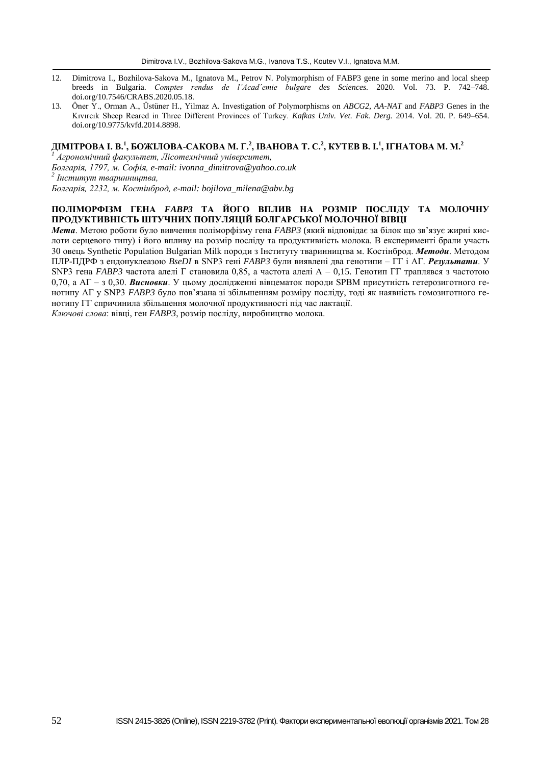12. Dimitrova I., Bozhilova-Sakova M., Ignatova M., Petrov N. Polymorphism of FABP3 gene in some merino and local sheep breeds in Bulgaria. *Comptes rendus de l'Acad´emie bulgare des Sciences.* 2020. Vol. 73. P. 742–748. doi.org/10.7546/CRABS.2020.05.18.
13. Öner Y., Orman A., Üstüner H., Yilmaz A. Investigation of Polymorphisms on *ABCG2*, *AA-NAT* and *FABP3* Genes in the Kıvırcık Sheep Reared in Three Different Provinces of Turkey. *Kafkas Univ. Vet. Fak. Derg.* 2014. Vol. 20. P. 649–654. doi.org/10.9775/kvfd.2014.8898.

**ДІМІТРОВА І. В.[1], БОЖІЛОВА-САКОВА М. Г.[2], ІВАНОВА Т. С.[2], КУТЕВ В. І.[1], ІГНАТОВА М. М.[2]**

[1] *Агрономічний факультет, Лісотехнічний університет,*
*Болгарія, 1797, м. Софія, e-mail: ivonna_dimitrova@yahoo.co.uk*
[2] *Інститут тваринництва,*
*Болгарія, 2232, м. Костінброд, e-mail: bojilova_milena@abv.bg*

**ПОЛІМОРФІЗМ ГЕНА *FABP3* ТА ЙОГО ВПЛИВ НА РОЗМІР ПОСЛІДУ ТА МОЛОЧНУ ПРОДУКТИВНІСТЬ ШТУЧНИХ ПОПУЛЯЦІЙ БОЛГАРСЬКОЇ МОЛОЧНОЇ ВІВЦІ**

***Мета***. Метою роботи було вивчення поліморфізму гена *FABP3* (який відповідає за білок що зв'язує жирні кислоти серцевого типу) і його впливу на розмір посліду та продуктивність молока. В експерименті брали участь 30 овець Synthetic Population Bulgarian Milk породи з Інституту тваринництва м. Костінброд. ***Методи***. Методом ПЛР-ПДРФ з ендонуклеазою *BseDI* в SNP3 гені *FABP3* були виявлені два генотипи – ГГ і АГ. ***Результати***. У SNP3 гена *FABP3* частота алелі Г становила 0,85, а частота алелі А – 0,15. Генотип ГГ траплявся з частотою 0,70, а АГ – з 0,30. ***Висновки***. У цьому дослідженні вівцематок породи SPBM присутність гетерозиготного генотипу АГ у SNP3 *FABP3* було пов'язана зі збільшенням розміру посліду, тоді як наявність гомозиготного генотипу ГГ спричинила збільшення молочної продуктивності під час лактації.

*Ключові слова*: вівці, ген *FABP3*, розмір посліду, виробництво молока.